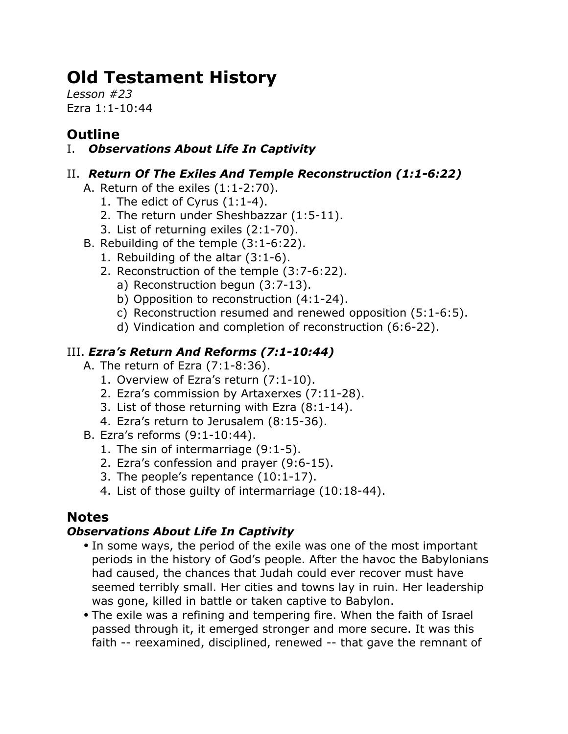# Old Testament History

*Lesson #23*
Ezra 1:1-10:44

## Outline

I. ***Observations About Life In Captivity***

II. ***Return Of The Exiles And Temple Reconstruction (1:1-6:22)***

- A. Return of the exiles (1:1-2:70).
  1. The edict of Cyrus (1:1-4).
  2. The return under Sheshbazzar (1:5-11).
  3. List of returning exiles (2:1-70).
- B. Rebuilding of the temple (3:1-6:22).
  1. Rebuilding of the altar (3:1-6).
  2. Reconstruction of the temple (3:7-6:22).
     - a) Reconstruction begun (3:7-13).
     - b) Opposition to reconstruction (4:1-24).
     - c) Reconstruction resumed and renewed opposition (5:1-6:5).
     - d) Vindication and completion of reconstruction (6:6-22).

III. ***Ezra's Return And Reforms (7:1-10:44)***

- A. The return of Ezra (7:1-8:36).
  1. Overview of Ezra's return (7:1-10).
  2. Ezra's commission by Artaxerxes (7:11-28).
  3. List of those returning with Ezra (8:1-14).
  4. Ezra's return to Jerusalem (8:15-36).
- B. Ezra's reforms (9:1-10:44).
  1. The sin of intermarriage (9:1-5).
  2. Ezra's confession and prayer (9:6-15).
  3. The people's repentance (10:1-17).
  4. List of those guilty of intermarriage (10:18-44).

## Notes

### *Observations About Life In Captivity*

- In some ways, the period of the exile was one of the most important periods in the history of God's people. After the havoc the Babylonians had caused, the chances that Judah could ever recover must have seemed terribly small. Her cities and towns lay in ruin. Her leadership was gone, killed in battle or taken captive to Babylon.
- The exile was a refining and tempering fire. When the faith of Israel passed through it, it emerged stronger and more secure. It was this faith -- reexamined, disciplined, renewed -- that gave the remnant of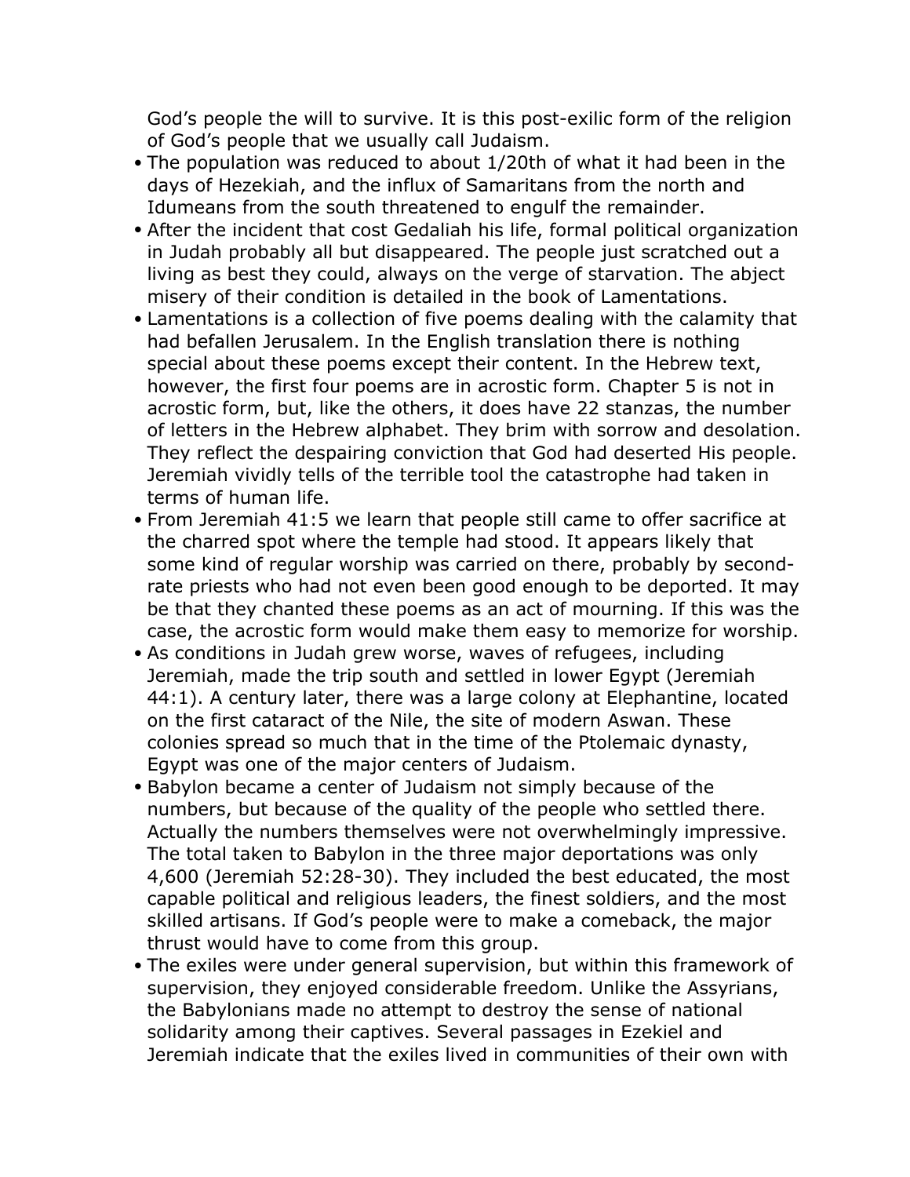God's people the will to survive. It is this post-exilic form of the religion of God's people that we usually call Judaism.

- The population was reduced to about 1/20th of what it had been in the days of Hezekiah, and the influx of Samaritans from the north and Idumeans from the south threatened to engulf the remainder.
- After the incident that cost Gedaliah his life, formal political organization in Judah probably all but disappeared. The people just scratched out a living as best they could, always on the verge of starvation. The abject misery of their condition is detailed in the book of Lamentations.
- Lamentations is a collection of five poems dealing with the calamity that had befallen Jerusalem. In the English translation there is nothing special about these poems except their content. In the Hebrew text, however, the first four poems are in acrostic form. Chapter 5 is not in acrostic form, but, like the others, it does have 22 stanzas, the number of letters in the Hebrew alphabet. They brim with sorrow and desolation. They reflect the despairing conviction that God had deserted His people. Jeremiah vividly tells of the terrible tool the catastrophe had taken in terms of human life.
- From Jeremiah 41:5 we learn that people still came to offer sacrifice at the charred spot where the temple had stood. It appears likely that some kind of regular worship was carried on there, probably by second-rate priests who had not even been good enough to be deported. It may be that they chanted these poems as an act of mourning. If this was the case, the acrostic form would make them easy to memorize for worship.
- As conditions in Judah grew worse, waves of refugees, including Jeremiah, made the trip south and settled in lower Egypt (Jeremiah 44:1). A century later, there was a large colony at Elephantine, located on the first cataract of the Nile, the site of modern Aswan. These colonies spread so much that in the time of the Ptolemaic dynasty, Egypt was one of the major centers of Judaism.
- Babylon became a center of Judaism not simply because of the numbers, but because of the quality of the people who settled there. Actually the numbers themselves were not overwhelmingly impressive. The total taken to Babylon in the three major deportations was only 4,600 (Jeremiah 52:28-30). They included the best educated, the most capable political and religious leaders, the finest soldiers, and the most skilled artisans. If God's people were to make a comeback, the major thrust would have to come from this group.
- The exiles were under general supervision, but within this framework of supervision, they enjoyed considerable freedom. Unlike the Assyrians, the Babylonians made no attempt to destroy the sense of national solidarity among their captives. Several passages in Ezekiel and Jeremiah indicate that the exiles lived in communities of their own with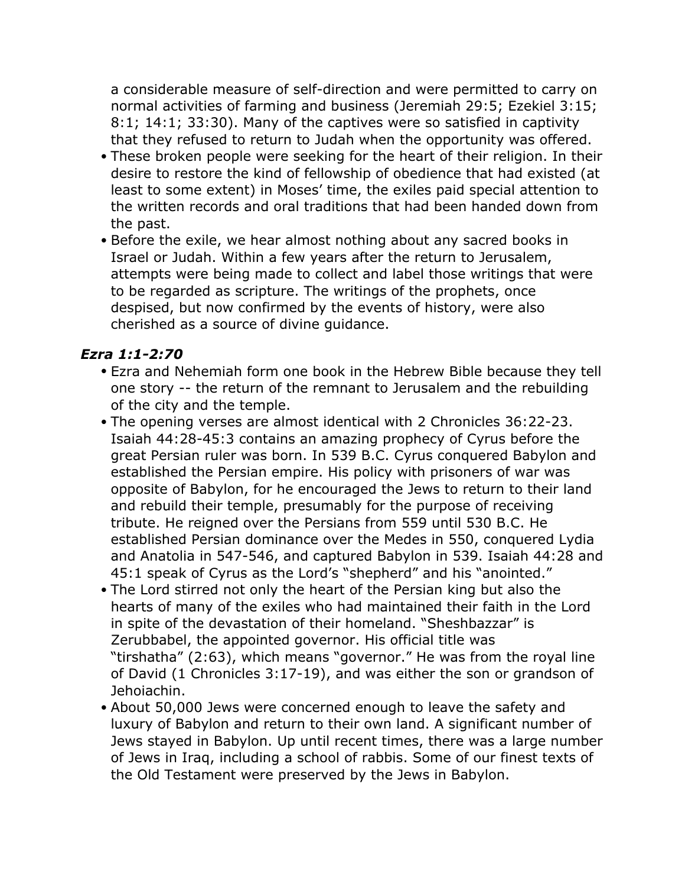a considerable measure of self-direction and were permitted to carry on normal activities of farming and business (Jeremiah 29:5; Ezekiel 3:15; 8:1; 14:1; 33:30). Many of the captives were so satisfied in captivity that they refused to return to Judah when the opportunity was offered.

- These broken people were seeking for the heart of their religion. In their desire to restore the kind of fellowship of obedience that had existed (at least to some extent) in Moses' time, the exiles paid special attention to the written records and oral traditions that had been handed down from the past.
- Before the exile, we hear almost nothing about any sacred books in Israel or Judah. Within a few years after the return to Jerusalem, attempts were being made to collect and label those writings that were to be regarded as scripture. The writings of the prophets, once despised, but now confirmed by the events of history, were also cherished as a source of divine guidance.

### *Ezra 1:1-2:70*

- Ezra and Nehemiah form one book in the Hebrew Bible because they tell one story -- the return of the remnant to Jerusalem and the rebuilding of the city and the temple.
- The opening verses are almost identical with 2 Chronicles 36:22-23. Isaiah 44:28-45:3 contains an amazing prophecy of Cyrus before the great Persian ruler was born. In 539 B.C. Cyrus conquered Babylon and established the Persian empire. His policy with prisoners of war was opposite of Babylon, for he encouraged the Jews to return to their land and rebuild their temple, presumably for the purpose of receiving tribute. He reigned over the Persians from 559 until 530 B.C. He established Persian dominance over the Medes in 550, conquered Lydia and Anatolia in 547-546, and captured Babylon in 539. Isaiah 44:28 and 45:1 speak of Cyrus as the Lord's "shepherd" and his "anointed."
- The Lord stirred not only the heart of the Persian king but also the hearts of many of the exiles who had maintained their faith in the Lord in spite of the devastation of their homeland. "Sheshbazzar" is Zerubbabel, the appointed governor. His official title was "tirshatha" (2:63), which means "governor." He was from the royal line of David (1 Chronicles 3:17-19), and was either the son or grandson of Jehoiachin.
- About 50,000 Jews were concerned enough to leave the safety and luxury of Babylon and return to their own land. A significant number of Jews stayed in Babylon. Up until recent times, there was a large number of Jews in Iraq, including a school of rabbis. Some of our finest texts of the Old Testament were preserved by the Jews in Babylon.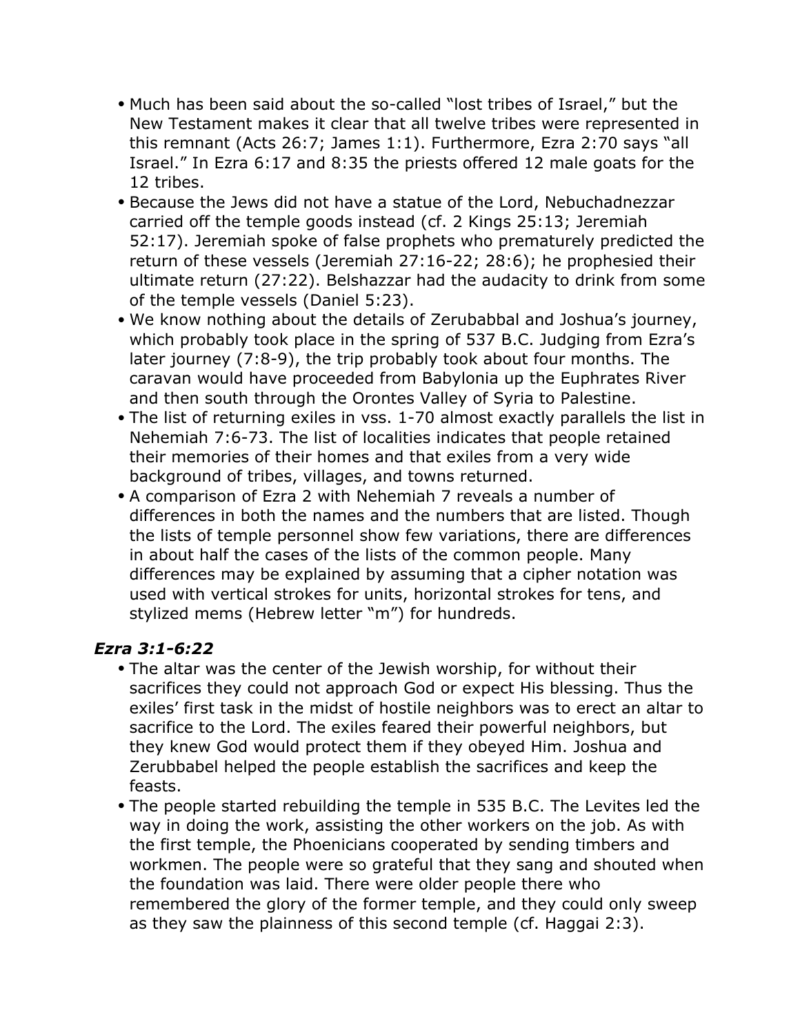- Much has been said about the so-called "lost tribes of Israel," but the New Testament makes it clear that all twelve tribes were represented in this remnant (Acts 26:7; James 1:1). Furthermore, Ezra 2:70 says "all Israel." In Ezra 6:17 and 8:35 the priests offered 12 male goats for the 12 tribes.
- Because the Jews did not have a statue of the Lord, Nebuchadnezzar carried off the temple goods instead (cf. 2 Kings 25:13; Jeremiah 52:17). Jeremiah spoke of false prophets who prematurely predicted the return of these vessels (Jeremiah 27:16-22; 28:6); he prophesied their ultimate return (27:22). Belshazzar had the audacity to drink from some of the temple vessels (Daniel 5:23).
- We know nothing about the details of Zerubabbal and Joshua's journey, which probably took place in the spring of 537 B.C. Judging from Ezra's later journey (7:8-9), the trip probably took about four months. The caravan would have proceeded from Babylonia up the Euphrates River and then south through the Orontes Valley of Syria to Palestine.
- The list of returning exiles in vss. 1-70 almost exactly parallels the list in Nehemiah 7:6-73. The list of localities indicates that people retained their memories of their homes and that exiles from a very wide background of tribes, villages, and towns returned.
- A comparison of Ezra 2 with Nehemiah 7 reveals a number of differences in both the names and the numbers that are listed. Though the lists of temple personnel show few variations, there are differences in about half the cases of the lists of the common people. Many differences may be explained by assuming that a cipher notation was used with vertical strokes for units, horizontal strokes for tens, and stylized mems (Hebrew letter "m") for hundreds.

### *Ezra 3:1-6:22*

- The altar was the center of the Jewish worship, for without their sacrifices they could not approach God or expect His blessing. Thus the exiles' first task in the midst of hostile neighbors was to erect an altar to sacrifice to the Lord. The exiles feared their powerful neighbors, but they knew God would protect them if they obeyed Him. Joshua and Zerubbabel helped the people establish the sacrifices and keep the feasts.
- The people started rebuilding the temple in 535 B.C. The Levites led the way in doing the work, assisting the other workers on the job. As with the first temple, the Phoenicians cooperated by sending timbers and workmen. The people were so grateful that they sang and shouted when the foundation was laid. There were older people there who remembered the glory of the former temple, and they could only sweep as they saw the plainness of this second temple (cf. Haggai 2:3).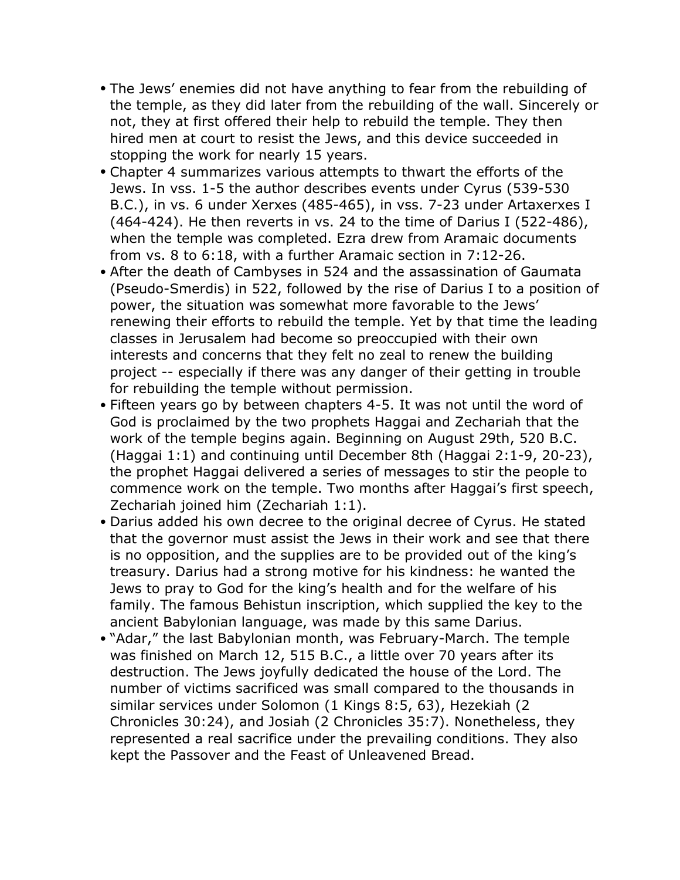- The Jews' enemies did not have anything to fear from the rebuilding of the temple, as they did later from the rebuilding of the wall. Sincerely or not, they at first offered their help to rebuild the temple. They then hired men at court to resist the Jews, and this device succeeded in stopping the work for nearly 15 years.
- Chapter 4 summarizes various attempts to thwart the efforts of the Jews. In vss. 1-5 the author describes events under Cyrus (539-530 B.C.), in vs. 6 under Xerxes (485-465), in vss. 7-23 under Artaxerxes I (464-424). He then reverts in vs. 24 to the time of Darius I (522-486), when the temple was completed. Ezra drew from Aramaic documents from vs. 8 to 6:18, with a further Aramaic section in 7:12-26.
- After the death of Cambyses in 524 and the assassination of Gaumata (Pseudo-Smerdis) in 522, followed by the rise of Darius I to a position of power, the situation was somewhat more favorable to the Jews' renewing their efforts to rebuild the temple. Yet by that time the leading classes in Jerusalem had become so preoccupied with their own interests and concerns that they felt no zeal to renew the building project -- especially if there was any danger of their getting in trouble for rebuilding the temple without permission.
- Fifteen years go by between chapters 4-5. It was not until the word of God is proclaimed by the two prophets Haggai and Zechariah that the work of the temple begins again. Beginning on August 29th, 520 B.C. (Haggai 1:1) and continuing until December 8th (Haggai 2:1-9, 20-23), the prophet Haggai delivered a series of messages to stir the people to commence work on the temple. Two months after Haggai's first speech, Zechariah joined him (Zechariah 1:1).
- Darius added his own decree to the original decree of Cyrus. He stated that the governor must assist the Jews in their work and see that there is no opposition, and the supplies are to be provided out of the king's treasury. Darius had a strong motive for his kindness: he wanted the Jews to pray to God for the king's health and for the welfare of his family. The famous Behistun inscription, which supplied the key to the ancient Babylonian language, was made by this same Darius.
- "Adar," the last Babylonian month, was February-March. The temple was finished on March 12, 515 B.C., a little over 70 years after its destruction. The Jews joyfully dedicated the house of the Lord. The number of victims sacrificed was small compared to the thousands in similar services under Solomon (1 Kings 8:5, 63), Hezekiah (2 Chronicles 30:24), and Josiah (2 Chronicles 35:7). Nonetheless, they represented a real sacrifice under the prevailing conditions. They also kept the Passover and the Feast of Unleavened Bread.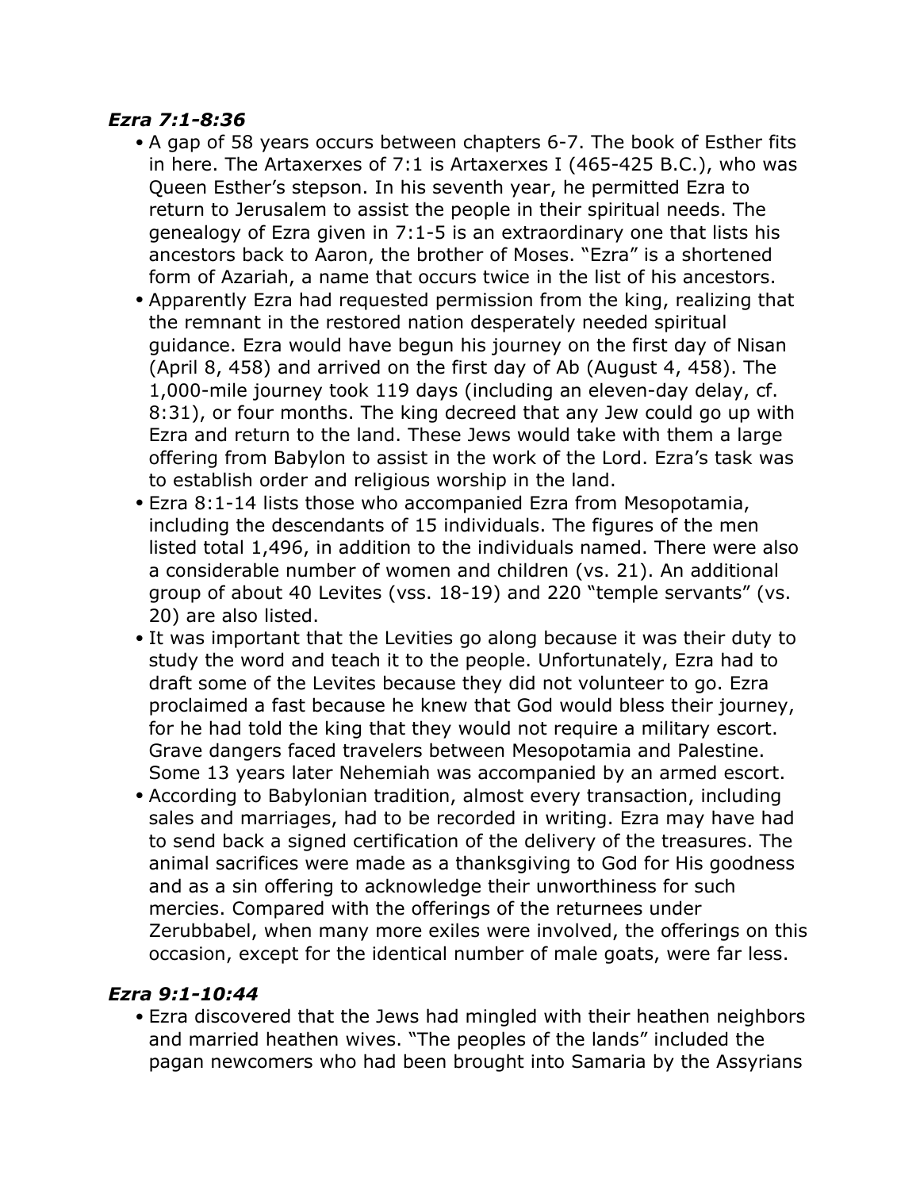***Ezra 7:1-8:36***

- A gap of 58 years occurs between chapters 6-7. The book of Esther fits in here. The Artaxerxes of 7:1 is Artaxerxes I (465-425 B.C.), who was Queen Esther's stepson. In his seventh year, he permitted Ezra to return to Jerusalem to assist the people in their spiritual needs. The genealogy of Ezra given in 7:1-5 is an extraordinary one that lists his ancestors back to Aaron, the brother of Moses. "Ezra" is a shortened form of Azariah, a name that occurs twice in the list of his ancestors.
- Apparently Ezra had requested permission from the king, realizing that the remnant in the restored nation desperately needed spiritual guidance. Ezra would have begun his journey on the first day of Nisan (April 8, 458) and arrived on the first day of Ab (August 4, 458). The 1,000-mile journey took 119 days (including an eleven-day delay, cf. 8:31), or four months. The king decreed that any Jew could go up with Ezra and return to the land. These Jews would take with them a large offering from Babylon to assist in the work of the Lord. Ezra's task was to establish order and religious worship in the land.
- Ezra 8:1-14 lists those who accompanied Ezra from Mesopotamia, including the descendants of 15 individuals. The figures of the men listed total 1,496, in addition to the individuals named. There were also a considerable number of women and children (vs. 21). An additional group of about 40 Levites (vss. 18-19) and 220 "temple servants" (vs. 20) are also listed.
- It was important that the Levities go along because it was their duty to study the word and teach it to the people. Unfortunately, Ezra had to draft some of the Levites because they did not volunteer to go. Ezra proclaimed a fast because he knew that God would bless their journey, for he had told the king that they would not require a military escort. Grave dangers faced travelers between Mesopotamia and Palestine. Some 13 years later Nehemiah was accompanied by an armed escort.
- According to Babylonian tradition, almost every transaction, including sales and marriages, had to be recorded in writing. Ezra may have had to send back a signed certification of the delivery of the treasures. The animal sacrifices were made as a thanksgiving to God for His goodness and as a sin offering to acknowledge their unworthiness for such mercies. Compared with the offerings of the returnees under Zerubbabel, when many more exiles were involved, the offerings on this occasion, except for the identical number of male goats, were far less.

***Ezra 9:1-10:44***

- Ezra discovered that the Jews had mingled with their heathen neighbors and married heathen wives. "The peoples of the lands" included the pagan newcomers who had been brought into Samaria by the Assyrians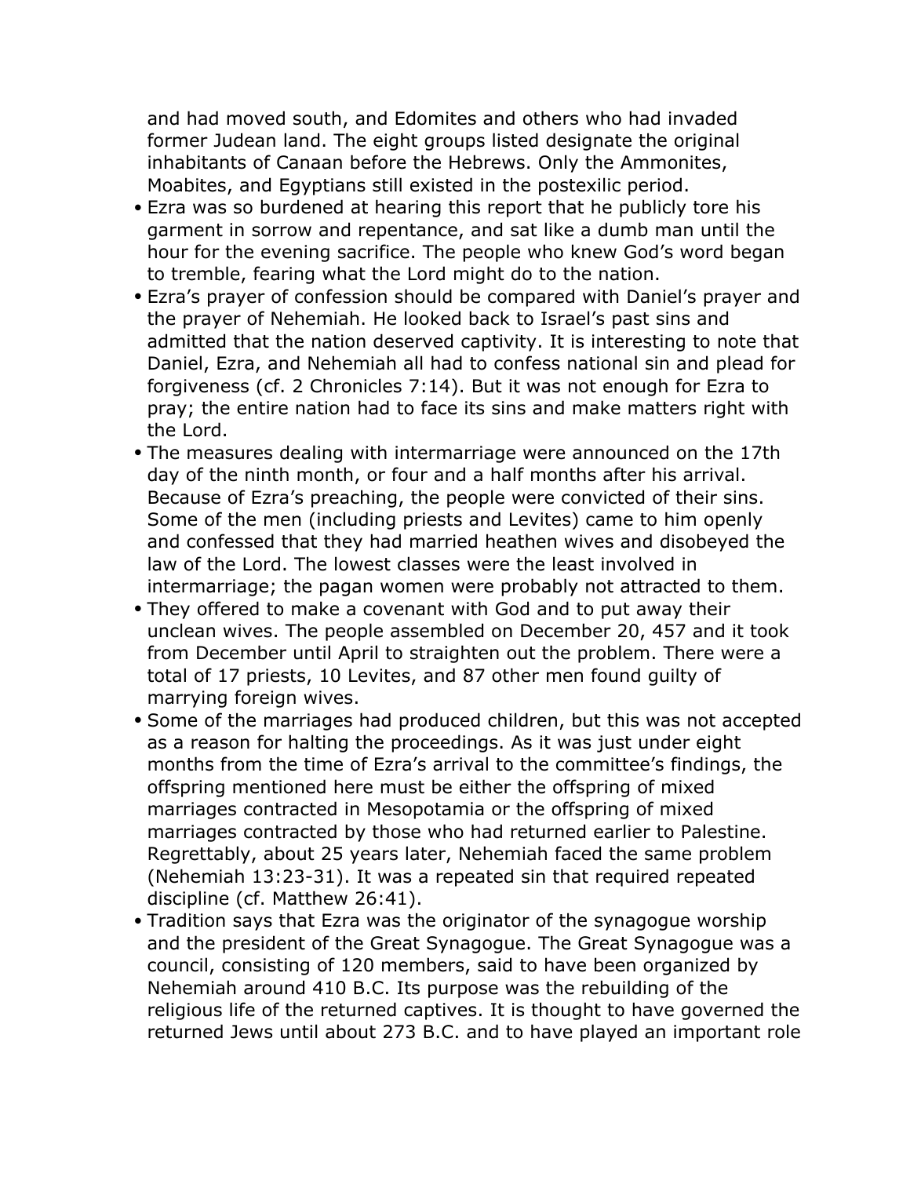and had moved south, and Edomites and others who had invaded former Judean land. The eight groups listed designate the original inhabitants of Canaan before the Hebrews. Only the Ammonites, Moabites, and Egyptians still existed in the postexilic period.

- Ezra was so burdened at hearing this report that he publicly tore his garment in sorrow and repentance, and sat like a dumb man until the hour for the evening sacrifice. The people who knew God's word began to tremble, fearing what the Lord might do to the nation.
- Ezra's prayer of confession should be compared with Daniel's prayer and the prayer of Nehemiah. He looked back to Israel's past sins and admitted that the nation deserved captivity. It is interesting to note that Daniel, Ezra, and Nehemiah all had to confess national sin and plead for forgiveness (cf. 2 Chronicles 7:14). But it was not enough for Ezra to pray; the entire nation had to face its sins and make matters right with the Lord.
- The measures dealing with intermarriage were announced on the 17th day of the ninth month, or four and a half months after his arrival. Because of Ezra's preaching, the people were convicted of their sins. Some of the men (including priests and Levites) came to him openly and confessed that they had married heathen wives and disobeyed the law of the Lord. The lowest classes were the least involved in intermarriage; the pagan women were probably not attracted to them.
- They offered to make a covenant with God and to put away their unclean wives. The people assembled on December 20, 457 and it took from December until April to straighten out the problem. There were a total of 17 priests, 10 Levites, and 87 other men found guilty of marrying foreign wives.
- Some of the marriages had produced children, but this was not accepted as a reason for halting the proceedings. As it was just under eight months from the time of Ezra's arrival to the committee's findings, the offspring mentioned here must be either the offspring of mixed marriages contracted in Mesopotamia or the offspring of mixed marriages contracted by those who had returned earlier to Palestine. Regrettably, about 25 years later, Nehemiah faced the same problem (Nehemiah 13:23-31). It was a repeated sin that required repeated discipline (cf. Matthew 26:41).
- Tradition says that Ezra was the originator of the synagogue worship and the president of the Great Synagogue. The Great Synagogue was a council, consisting of 120 members, said to have been organized by Nehemiah around 410 B.C. Its purpose was the rebuilding of the religious life of the returned captives. It is thought to have governed the returned Jews until about 273 B.C. and to have played an important role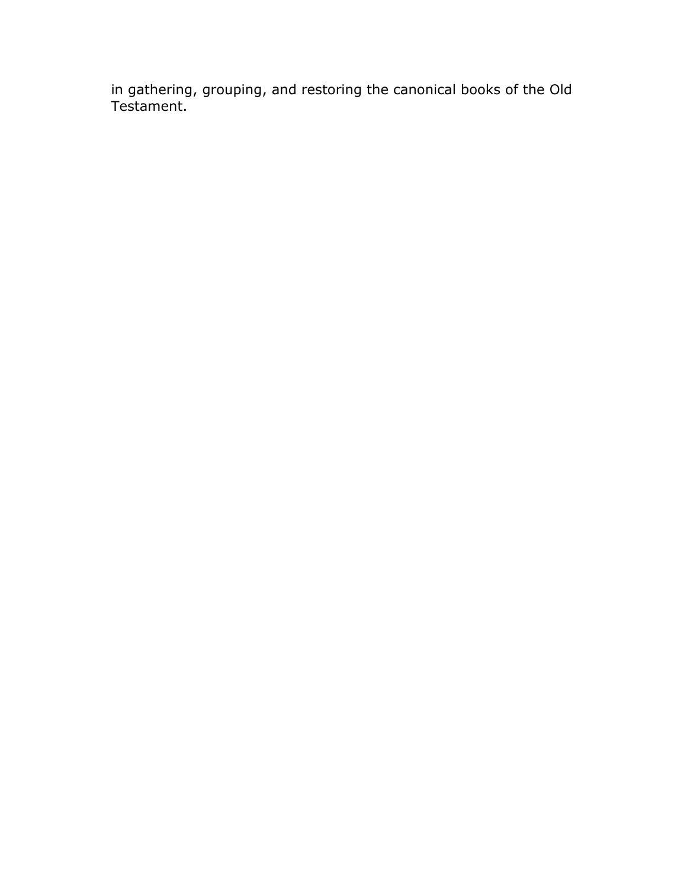in gathering, grouping, and restoring the canonical books of the Old Testament.